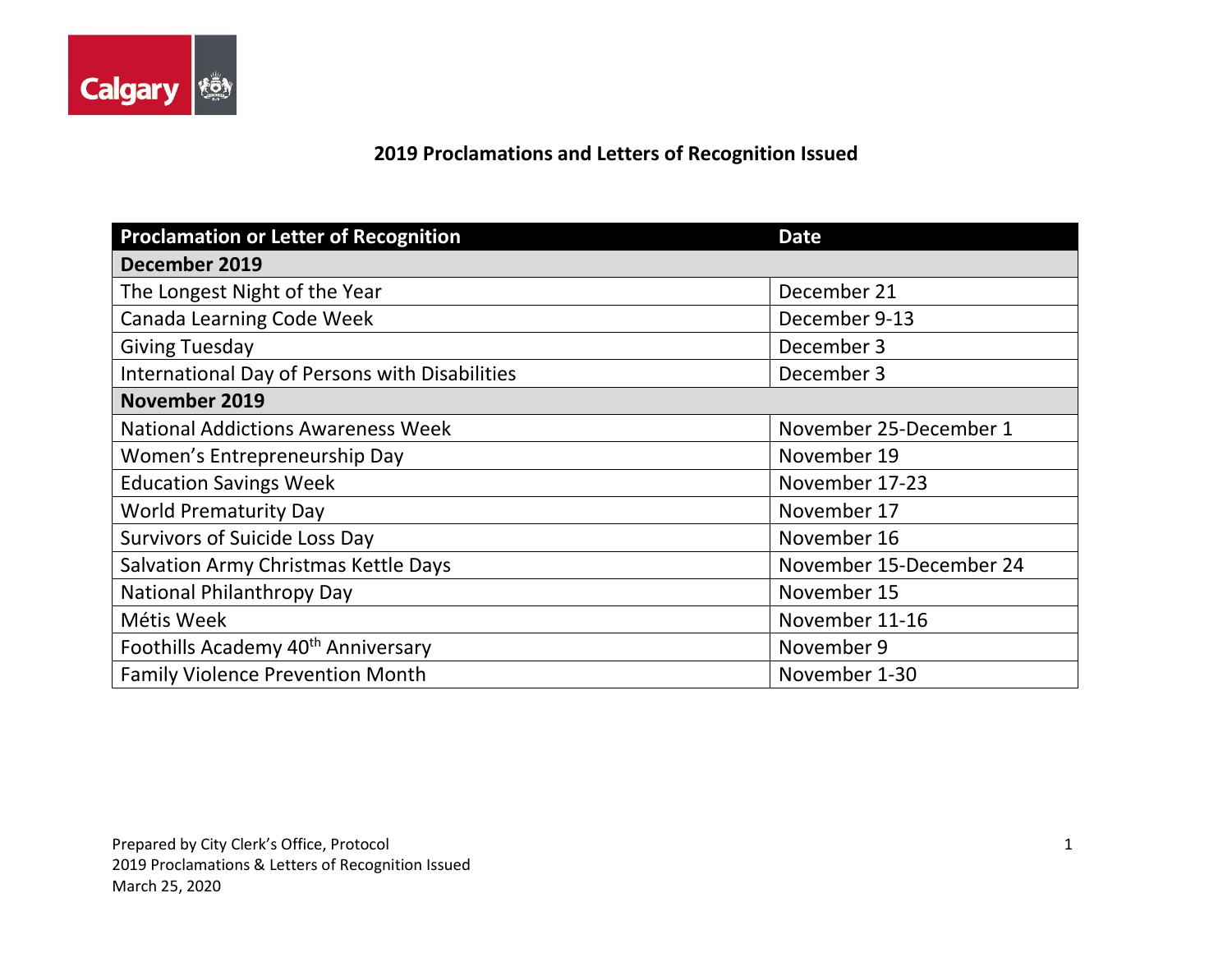# 2019 Proclamations and Letters of Recognition Issued

| Proclamation or Letter of Recognition | Date |
|---|---|
| **December 2019** | |
| The Longest Night of the Year | December 21 |
| Canada Learning Code Week | December 9-13 |
| Giving Tuesday | December 3 |
| International Day of Persons with Disabilities | December 3 |
| **November 2019** | |
| National Addictions Awareness Week | November 25-December 1 |
| Women's Entrepreneurship Day | November 19 |
| Education Savings Week | November 17-23 |
| World Prematurity Day | November 17 |
| Survivors of Suicide Loss Day | November 16 |
| Salvation Army Christmas Kettle Days | November 15-December 24 |
| National Philanthropy Day | November 15 |
| Métis Week | November 11-16 |
| Foothills Academy 40th Anniversary | November 9 |
| Family Violence Prevention Month | November 1-30 |

Prepared by City Clerk's Office, Protocol
2019 Proclamations & Letters of Recognition Issued
March 25, 2020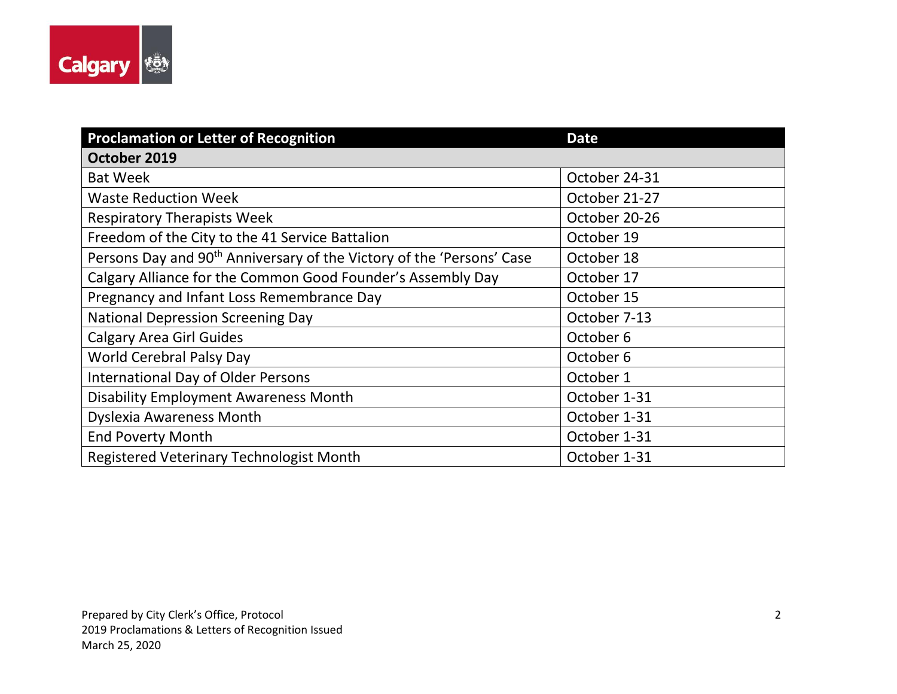| Proclamation or Letter of Recognition | Date |
|---|---|
| **October 2019** | |
| Bat Week | October 24-31 |
| Waste Reduction Week | October 21-27 |
| Respiratory Therapists Week | October 20-26 |
| Freedom of the City to the 41 Service Battalion | October 19 |
| Persons Day and 90th Anniversary of the Victory of the 'Persons' Case | October 18 |
| Calgary Alliance for the Common Good Founder's Assembly Day | October 17 |
| Pregnancy and Infant Loss Remembrance Day | October 15 |
| National Depression Screening Day | October 7-13 |
| Calgary Area Girl Guides | October 6 |
| World Cerebral Palsy Day | October 6 |
| International Day of Older Persons | October 1 |
| Disability Employment Awareness Month | October 1-31 |
| Dyslexia Awareness Month | October 1-31 |
| End Poverty Month | October 1-31 |
| Registered Veterinary Technologist Month | October 1-31 |

Prepared by City Clerk's Office, Protocol
2019 Proclamations & Letters of Recognition Issued
March 25, 2020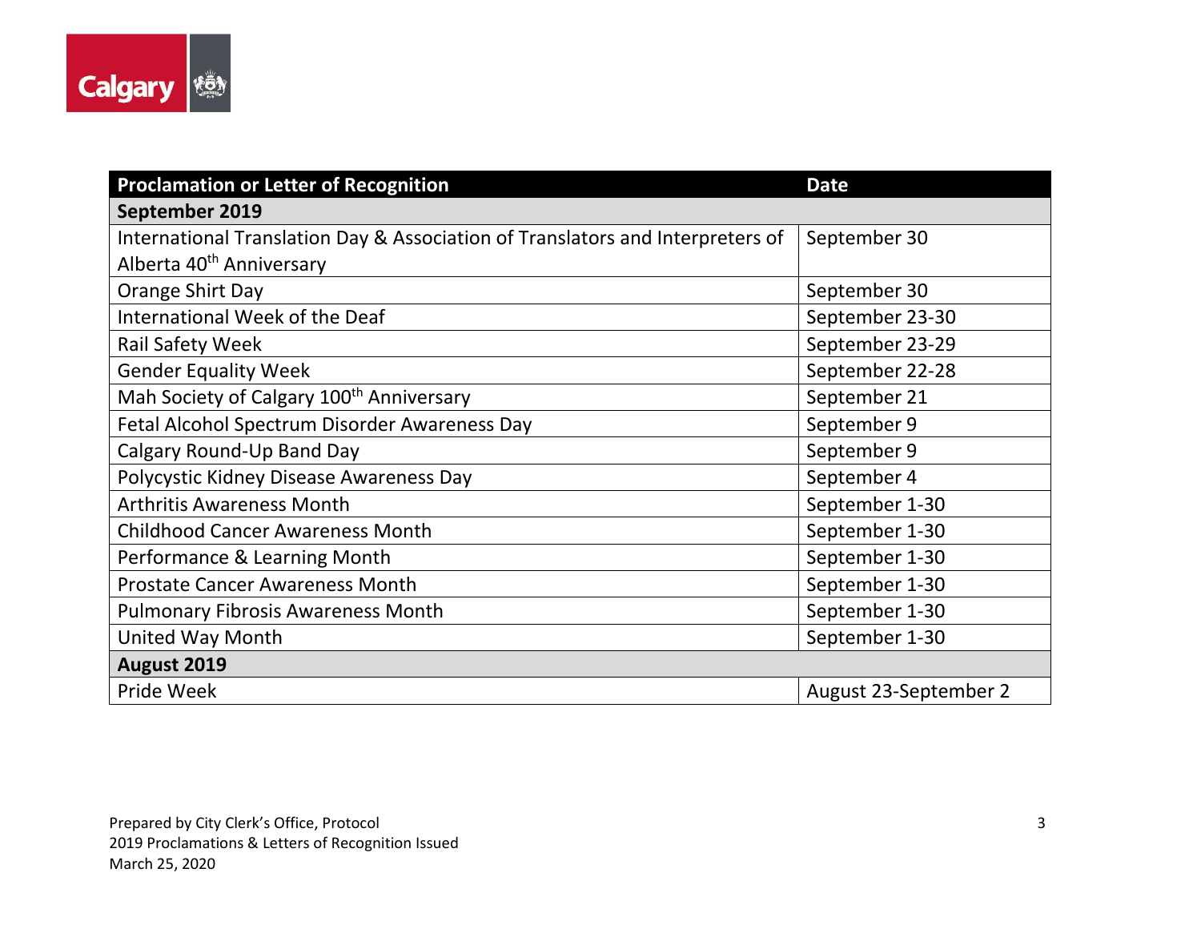| Proclamation or Letter of Recognition | Date |
|---|---|
| **September 2019** | |
| International Translation Day & Association of Translators and Interpreters of Alberta 40th Anniversary | September 30 |
| Orange Shirt Day | September 30 |
| International Week of the Deaf | September 23-30 |
| Rail Safety Week | September 23-29 |
| Gender Equality Week | September 22-28 |
| Mah Society of Calgary 100th Anniversary | September 21 |
| Fetal Alcohol Spectrum Disorder Awareness Day | September 9 |
| Calgary Round-Up Band Day | September 9 |
| Polycystic Kidney Disease Awareness Day | September 4 |
| Arthritis Awareness Month | September 1-30 |
| Childhood Cancer Awareness Month | September 1-30 |
| Performance & Learning Month | September 1-30 |
| Prostate Cancer Awareness Month | September 1-30 |
| Pulmonary Fibrosis Awareness Month | September 1-30 |
| United Way Month | September 1-30 |
| **August 2019** | |
| Pride Week | August 23-September 2 |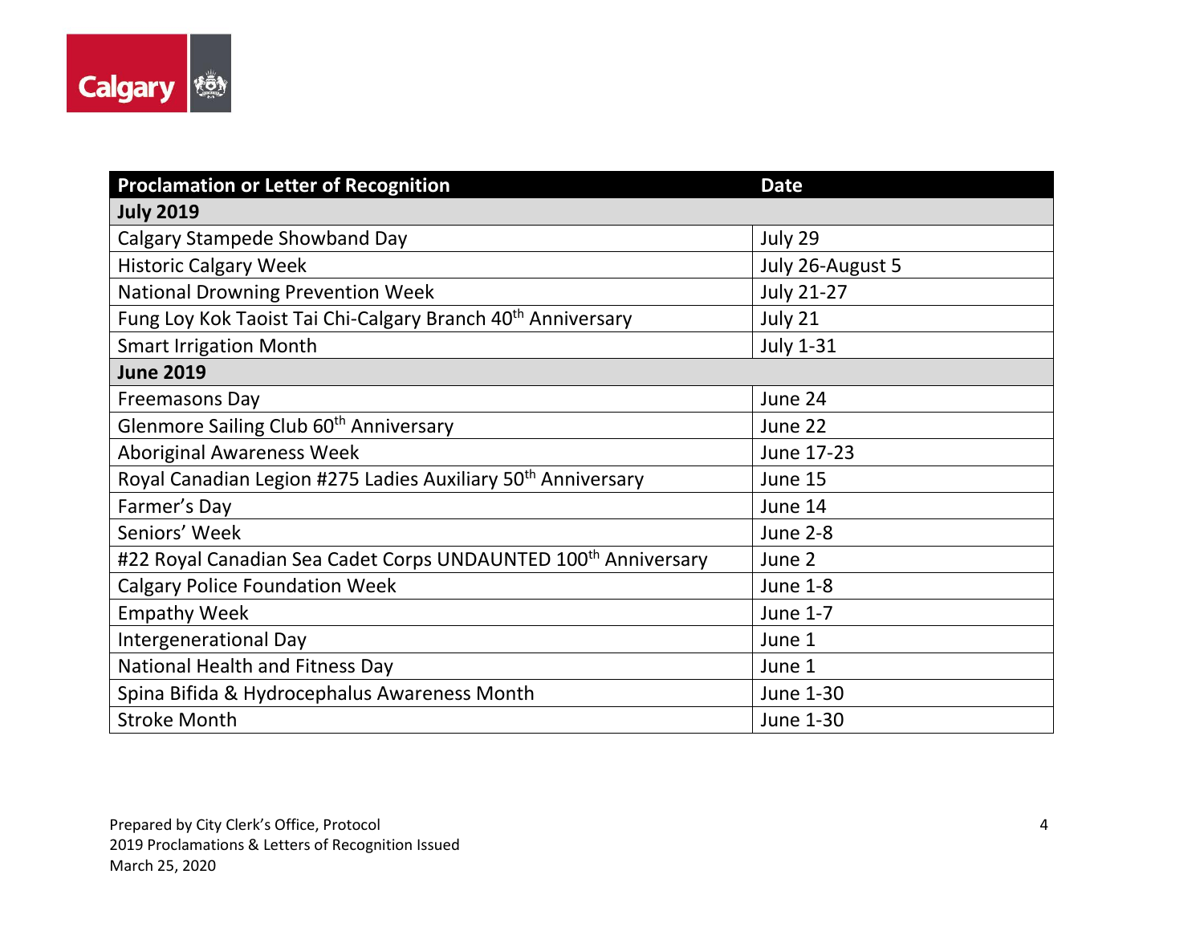| Proclamation or Letter of Recognition | Date |
|---|---|
| **July 2019** | |
| Calgary Stampede Showband Day | July 29 |
| Historic Calgary Week | July 26-August 5 |
| National Drowning Prevention Week | July 21-27 |
| Fung Loy Kok Taoist Tai Chi-Calgary Branch 40th Anniversary | July 21 |
| Smart Irrigation Month | July 1-31 |
| **June 2019** | |
| Freemasons Day | June 24 |
| Glenmore Sailing Club 60th Anniversary | June 22 |
| Aboriginal Awareness Week | June 17-23 |
| Royal Canadian Legion #275 Ladies Auxiliary 50th Anniversary | June 15 |
| Farmer's Day | June 14 |
| Seniors' Week | June 2-8 |
| #22 Royal Canadian Sea Cadet Corps UNDAUNTED 100th Anniversary | June 2 |
| Calgary Police Foundation Week | June 1-8 |
| Empathy Week | June 1-7 |
| Intergenerational Day | June 1 |
| National Health and Fitness Day | June 1 |
| Spina Bifida & Hydrocephalus Awareness Month | June 1-30 |
| Stroke Month | June 1-30 |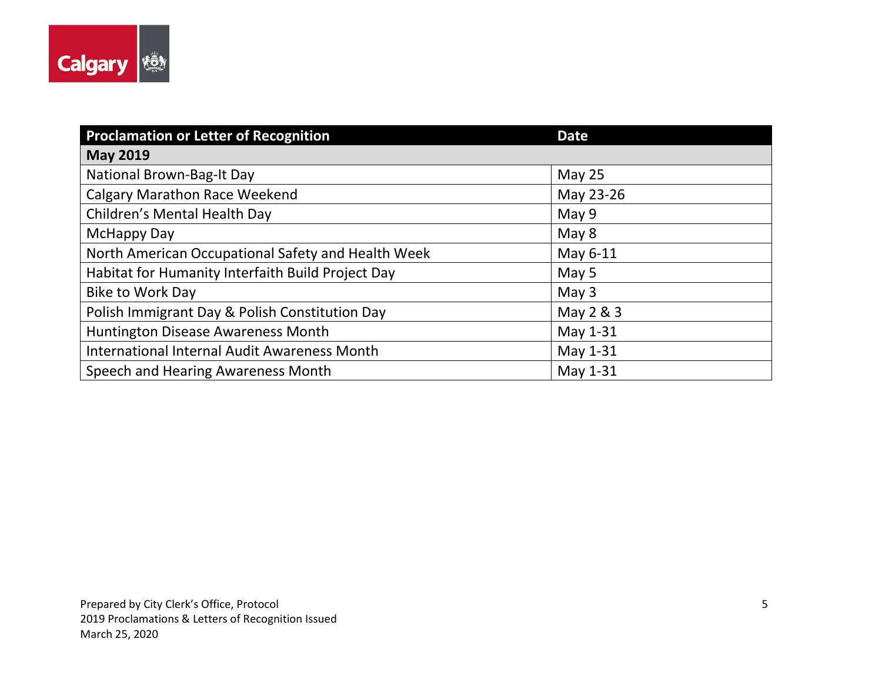| Proclamation or Letter of Recognition | Date |
|---|---|
| **May 2019** | |
| National Brown-Bag-It Day | May 25 |
| Calgary Marathon Race Weekend | May 23-26 |
| Children's Mental Health Day | May 9 |
| McHappy Day | May 8 |
| North American Occupational Safety and Health Week | May 6-11 |
| Habitat for Humanity Interfaith Build Project Day | May 5 |
| Bike to Work Day | May 3 |
| Polish Immigrant Day & Polish Constitution Day | May 2 & 3 |
| Huntington Disease Awareness Month | May 1-31 |
| International Internal Audit Awareness Month | May 1-31 |
| Speech and Hearing Awareness Month | May 1-31 |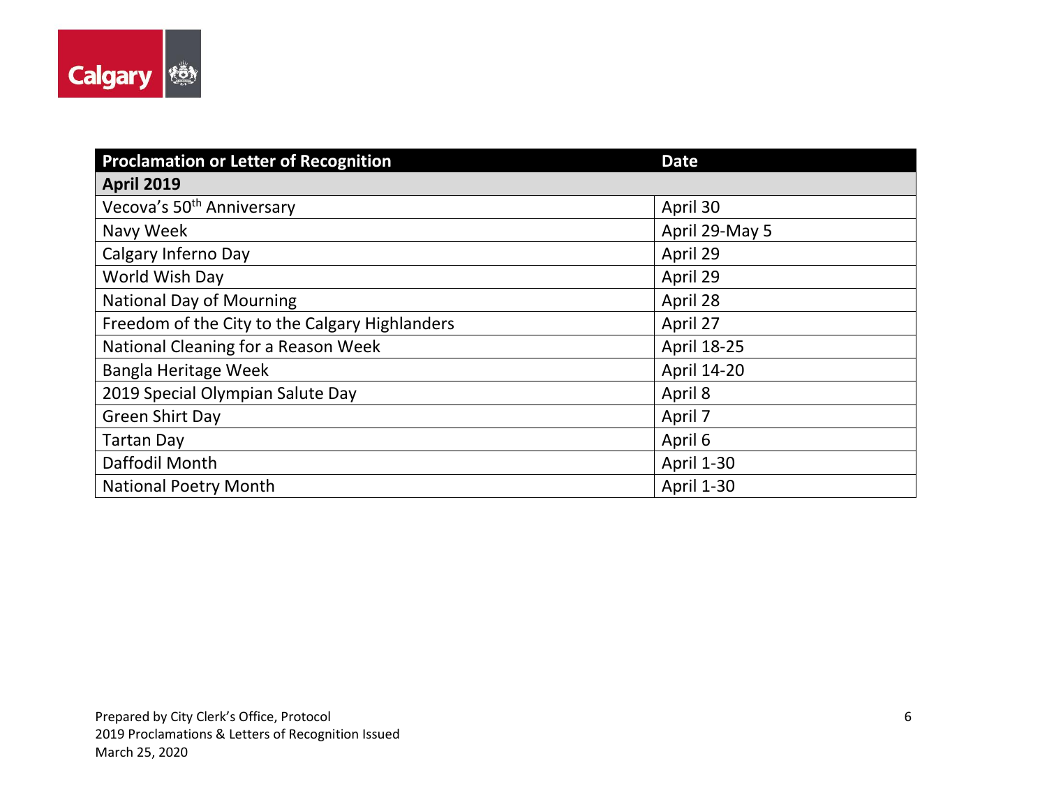| Proclamation or Letter of Recognition | Date |
|---|---|
| **April 2019** | |
| Vecova's 50th Anniversary | April 30 |
| Navy Week | April 29-May 5 |
| Calgary Inferno Day | April 29 |
| World Wish Day | April 29 |
| National Day of Mourning | April 28 |
| Freedom of the City to the Calgary Highlanders | April 27 |
| National Cleaning for a Reason Week | April 18-25 |
| Bangla Heritage Week | April 14-20 |
| 2019 Special Olympian Salute Day | April 8 |
| Green Shirt Day | April 7 |
| Tartan Day | April 6 |
| Daffodil Month | April 1-30 |
| National Poetry Month | April 1-30 |

Prepared by City Clerk's Office, Protocol
2019 Proclamations & Letters of Recognition Issued
March 25, 2020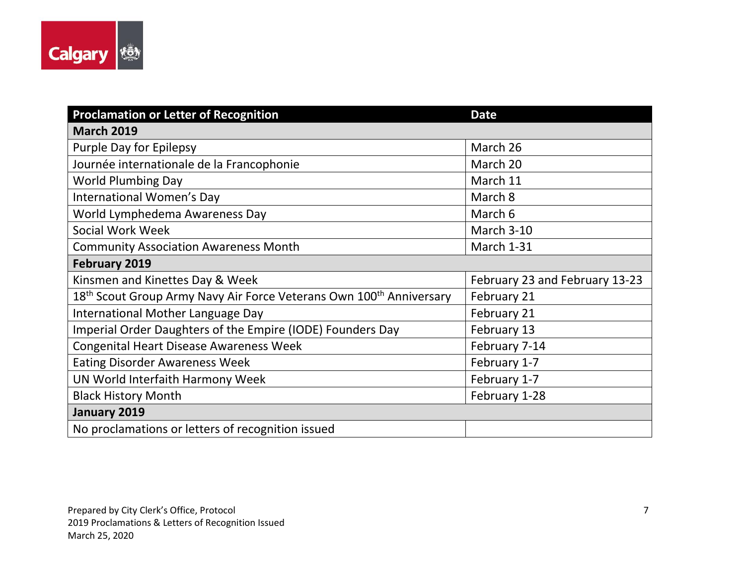| Proclamation or Letter of Recognition | Date |
|---|---|
| **March 2019** | |
| Purple Day for Epilepsy | March 26 |
| Journée internationale de la Francophonie | March 20 |
| World Plumbing Day | March 11 |
| International Women's Day | March 8 |
| World Lymphedema Awareness Day | March 6 |
| Social Work Week | March 3-10 |
| Community Association Awareness Month | March 1-31 |
| **February 2019** | |
| Kinsmen and Kinettes Day & Week | February 23 and February 13-23 |
| 18th Scout Group Army Navy Air Force Veterans Own 100th Anniversary | February 21 |
| International Mother Language Day | February 21 |
| Imperial Order Daughters of the Empire (IODE) Founders Day | February 13 |
| Congenital Heart Disease Awareness Week | February 7-14 |
| Eating Disorder Awareness Week | February 1-7 |
| UN World Interfaith Harmony Week | February 1-7 |
| Black History Month | February 1-28 |
| **January 2019** | |
| No proclamations or letters of recognition issued | |

Prepared by City Clerk's Office, Protocol
2019 Proclamations & Letters of Recognition Issued
March 25, 2020